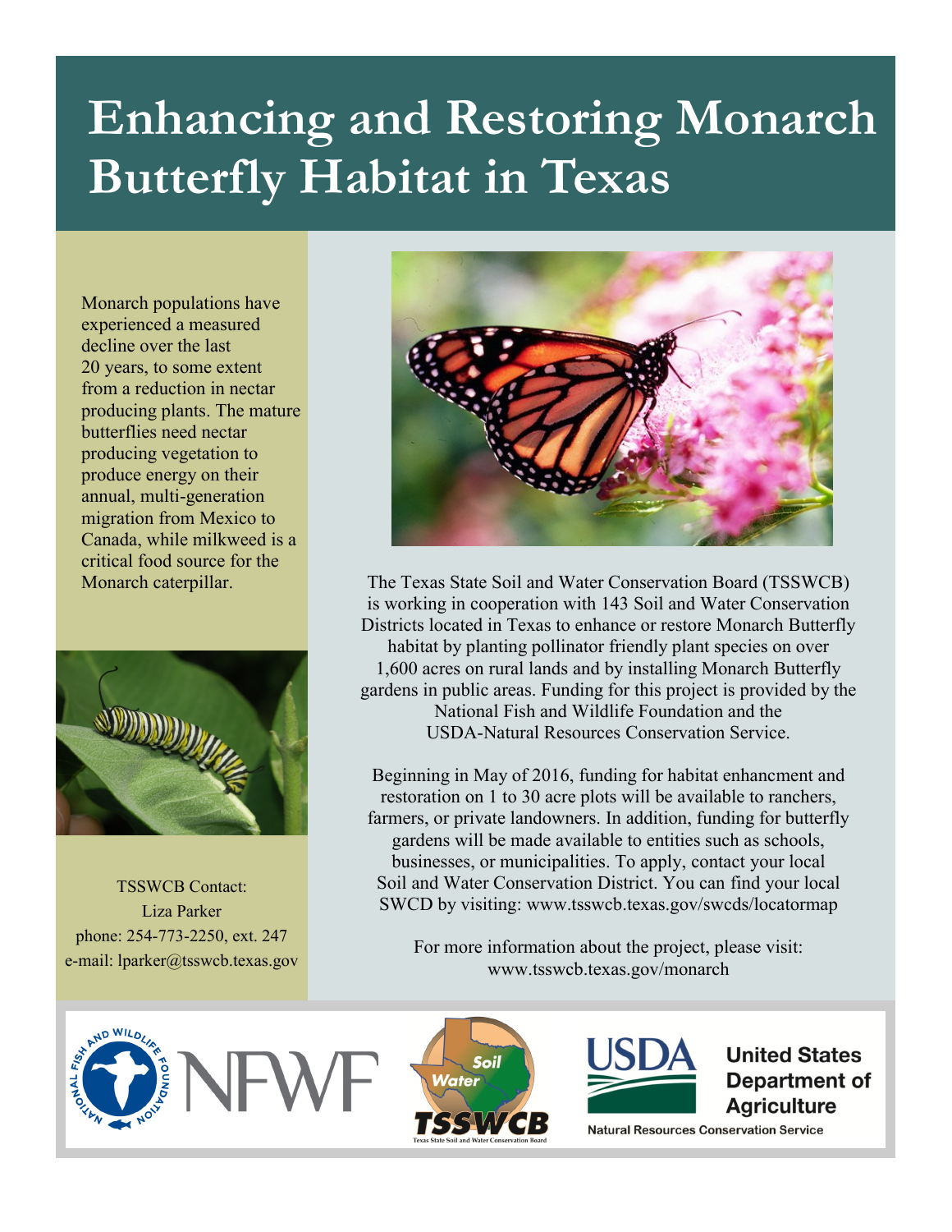# Enhancing and Restoring Monarch Butterfly Habitat in Texas

Monarch populations have experienced a measured decline over the last 20 years, to some extent from a reduction in nectar producing plants. The mature butterflies need nectar producing vegetation to produce energy on their annual, multi-generation migration from Mexico to Canada, while milkweed is a critical food source for the Monarch caterpillar.

The Texas State Soil and Water Conservation Board (TSSWCB) is working in cooperation with 143 Soil and Water Conservation Districts located in Texas to enhance or restore Monarch Butterfly habitat by planting pollinator friendly plant species on over 1,600 acres on rural lands and by installing Monarch Butterfly gardens in public areas. Funding for this project is provided by the National Fish and Wildlife Foundation and the USDA-Natural Resources Conservation Service.

Beginning in May of 2016, funding for habitat enhancment and restoration on 1 to 30 acre plots will be available to ranchers, farmers, or private landowners. In addition, funding for butterfly gardens will be made available to entities such as schools, businesses, or municipalities. To apply, contact your local Soil and Water Conservation District. You can find your local SWCD by visiting: www.tsswcb.texas.gov/swcds/locatormap

For more information about the project, please visit: www.tsswcb.texas.gov/monarch

TSSWCB Contact:
Liza Parker
phone: 254-773-2250, ext. 247
e-mail: lparker@tsswcb.texas.gov

National Fish and Wildlife Foundation — NFWF

Soil Water TSSWCB — Texas State Soil and Water Conservation Board

USDA — United States Department of Agriculture — Natural Resources Conservation Service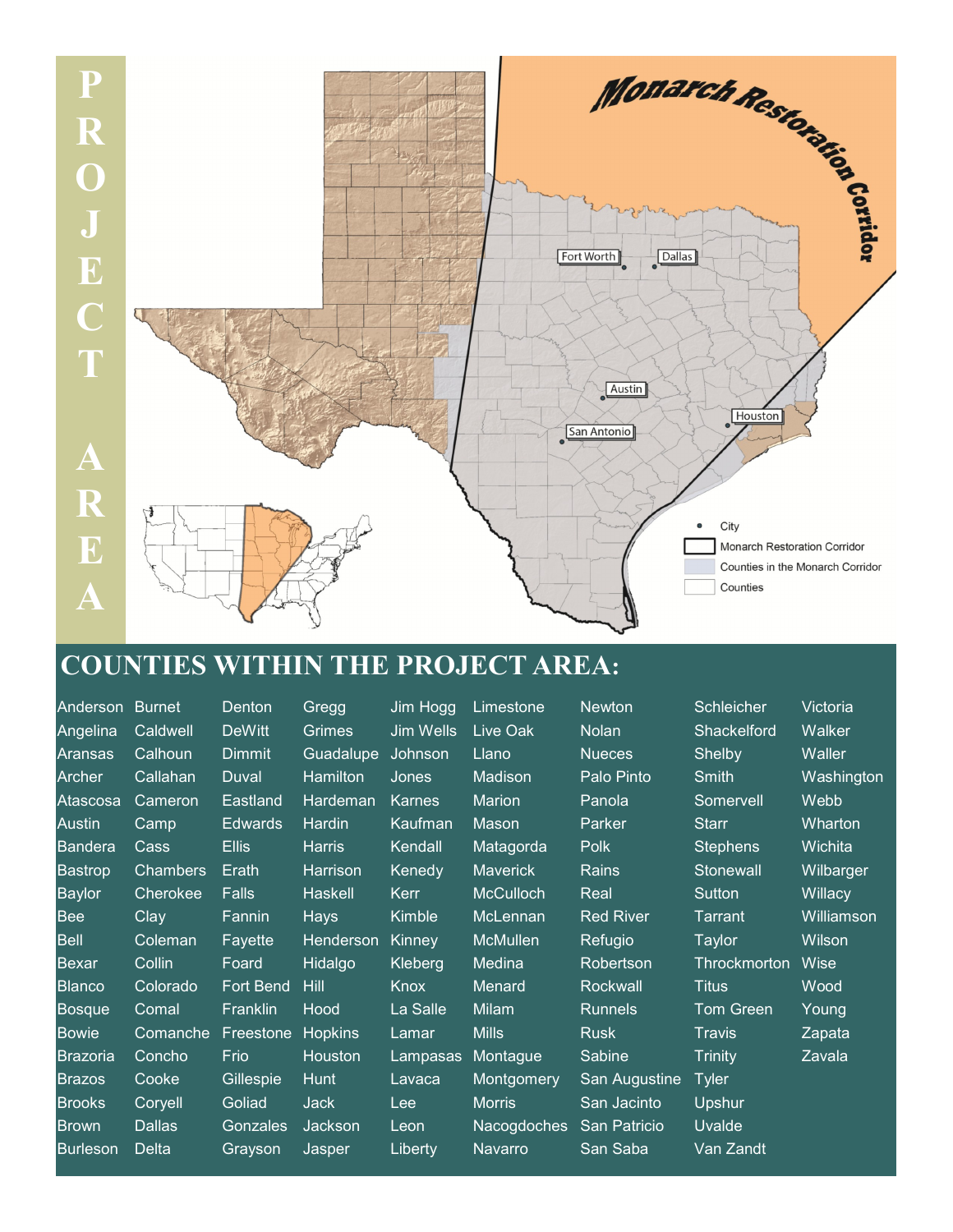# PROJECT AREA

Monarch Restoration Corridor

Fort Worth
Dallas
Austin
Houston
San Antonio

City
Monarch Restoration Corridor
Counties in the Monarch Corridor
Counties

## COUNTIES WITHIN THE PROJECT AREA:

| | | | | | | | | |
|---|---|---|---|---|---|---|---|---|
| Anderson | Burnet | Denton | Gregg | Jim Hogg | Limestone | Newton | Schleicher | Victoria |
| Angelina | Caldwell | DeWitt | Grimes | Jim Wells | Live Oak | Nolan | Shackelford | Walker |
| Aransas | Calhoun | Dimmit | Guadalupe | Johnson | Llano | Nueces | Shelby | Waller |
| Archer | Callahan | Duval | Hamilton | Jones | Madison | Palo Pinto | Smith | Washington |
| Atascosa | Cameron | Eastland | Hardeman | Karnes | Marion | Panola | Somervell | Webb |
| Austin | Camp | Edwards | Hardin | Kaufman | Mason | Parker | Starr | Wharton |
| Bandera | Cass | Ellis | Harris | Kendall | Matagorda | Polk | Stephens | Wichita |
| Bastrop | Chambers | Erath | Harrison | Kenedy | Maverick | Rains | Stonewall | Wilbarger |
| Baylor | Cherokee | Falls | Haskell | Kerr | McCulloch | Real | Sutton | Willacy |
| Bee | Clay | Fannin | Hays | Kimble | McLennan | Red River | Tarrant | Williamson |
| Bell | Coleman | Fayette | Henderson | Kinney | McMullen | Refugio | Taylor | Wilson |
| Bexar | Collin | Foard | Hidalgo | Kleberg | Medina | Robertson | Throckmorton | Wise |
| Blanco | Colorado | Fort Bend | Hill | Knox | Menard | Rockwall | Titus | Wood |
| Bosque | Comal | Franklin | Hood | La Salle | Milam | Runnels | Tom Green | Young |
| Bowie | Comanche | Freestone | Hopkins | Lamar | Mills | Rusk | Travis | Zapata |
| Brazoria | Concho | Frio | Houston | Lampasas | Montague | Sabine | Trinity | Zavala |
| Brazos | Cooke | Gillespie | Hunt | Lavaca | Montgomery | San Augustine | Tyler | |
| Brooks | Coryell | Goliad | Jack | Lee | Morris | San Jacinto | Upshur | |
| Brown | Dallas | Gonzales | Jackson | Leon | Nacogdoches | San Patricio | Uvalde | |
| Burleson | Delta | Grayson | Jasper | Liberty | Navarro | San Saba | Van Zandt | |